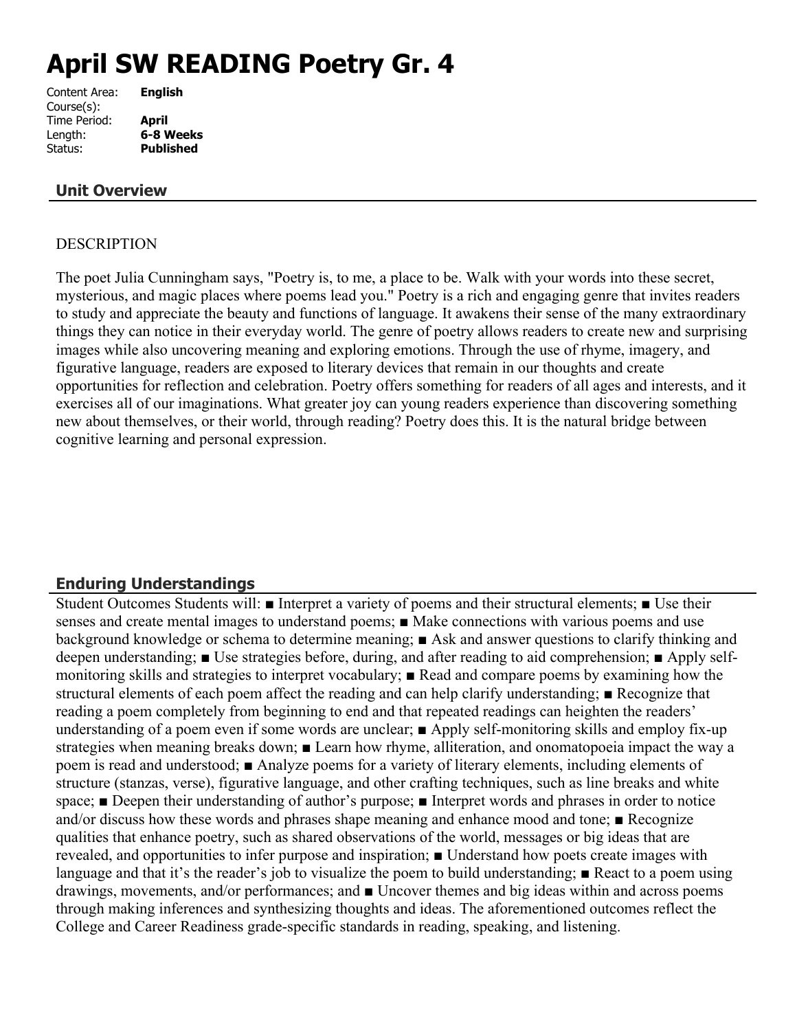# April SW READING Poetry Gr. 4

Content Area: **English**
Course(s):
Time Period: **April**
Length: **6-8 Weeks**
Status: **Published**

## Unit Overview

DESCRIPTION

The poet Julia Cunningham says, "Poetry is, to me, a place to be. Walk with your words into these secret, mysterious, and magic places where poems lead you." Poetry is a rich and engaging genre that invites readers to study and appreciate the beauty and functions of language. It awakens their sense of the many extraordinary things they can notice in their everyday world. The genre of poetry allows readers to create new and surprising images while also uncovering meaning and exploring emotions. Through the use of rhyme, imagery, and figurative language, readers are exposed to literary devices that remain in our thoughts and create opportunities for reflection and celebration. Poetry offers something for readers of all ages and interests, and it exercises all of our imaginations. What greater joy can young readers experience than discovering something new about themselves, or their world, through reading? Poetry does this. It is the natural bridge between cognitive learning and personal expression.

## Enduring Understandings

Student Outcomes Students will: ■ Interpret a variety of poems and their structural elements; ■ Use their senses and create mental images to understand poems; ■ Make connections with various poems and use background knowledge or schema to determine meaning; ■ Ask and answer questions to clarify thinking and deepen understanding; ■ Use strategies before, during, and after reading to aid comprehension; ■ Apply self-monitoring skills and strategies to interpret vocabulary; ■ Read and compare poems by examining how the structural elements of each poem affect the reading and can help clarify understanding; ■ Recognize that reading a poem completely from beginning to end and that repeated readings can heighten the readers' understanding of a poem even if some words are unclear; ■ Apply self-monitoring skills and employ fix-up strategies when meaning breaks down; ■ Learn how rhyme, alliteration, and onomatopoeia impact the way a poem is read and understood; ■ Analyze poems for a variety of literary elements, including elements of structure (stanzas, verse), figurative language, and other crafting techniques, such as line breaks and white space; ■ Deepen their understanding of author's purpose; ■ Interpret words and phrases in order to notice and/or discuss how these words and phrases shape meaning and enhance mood and tone; ■ Recognize qualities that enhance poetry, such as shared observations of the world, messages or big ideas that are revealed, and opportunities to infer purpose and inspiration; ■ Understand how poets create images with language and that it's the reader's job to visualize the poem to build understanding; ■ React to a poem using drawings, movements, and/or performances; and ■ Uncover themes and big ideas within and across poems through making inferences and synthesizing thoughts and ideas. The aforementioned outcomes reflect the College and Career Readiness grade-specific standards in reading, speaking, and listening.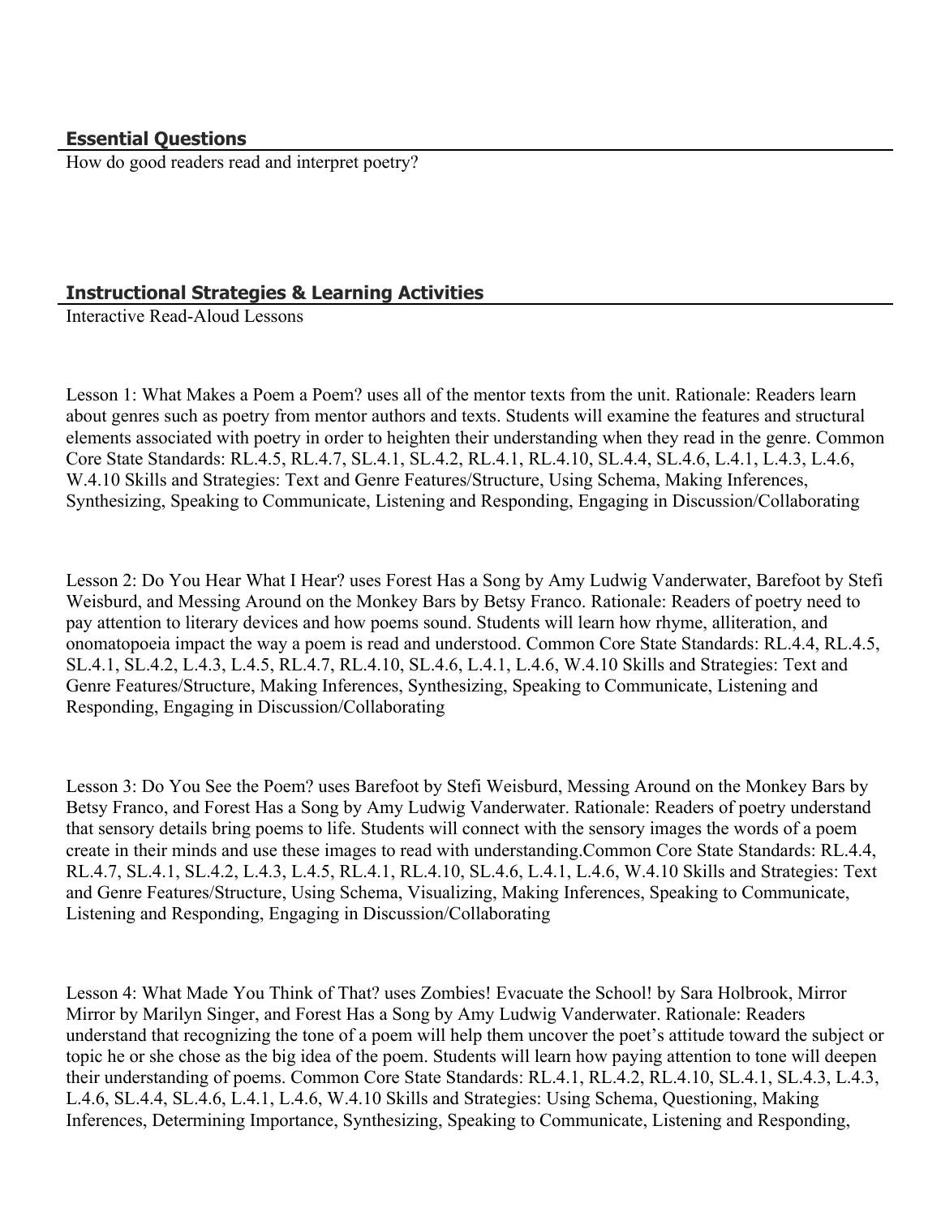## Essential Questions

How do good readers read and interpret poetry?

## Instructional Strategies & Learning Activities

Interactive Read-Aloud Lessons

Lesson 1: What Makes a Poem a Poem? uses all of the mentor texts from the unit. Rationale: Readers learn about genres such as poetry from mentor authors and texts. Students will examine the features and structural elements associated with poetry in order to heighten their understanding when they read in the genre. Common Core State Standards: RL.4.5, RL.4.7, SL.4.1, SL.4.2, RL.4.1, RL.4.10, SL.4.4, SL.4.6, L.4.1, L.4.3, L.4.6, W.4.10 Skills and Strategies: Text and Genre Features/Structure, Using Schema, Making Inferences, Synthesizing, Speaking to Communicate, Listening and Responding, Engaging in Discussion/Collaborating

Lesson 2: Do You Hear What I Hear? uses Forest Has a Song by Amy Ludwig Vanderwater, Barefoot by Stefi Weisburd, and Messing Around on the Monkey Bars by Betsy Franco. Rationale: Readers of poetry need to pay attention to literary devices and how poems sound. Students will learn how rhyme, alliteration, and onomatopoeia impact the way a poem is read and understood. Common Core State Standards: RL.4.4, RL.4.5, SL.4.1, SL.4.2, L.4.3, L.4.5, RL.4.7, RL.4.10, SL.4.6, L.4.1, L.4.6, W.4.10 Skills and Strategies: Text and Genre Features/Structure, Making Inferences, Synthesizing, Speaking to Communicate, Listening and Responding, Engaging in Discussion/Collaborating

Lesson 3: Do You See the Poem? uses Barefoot by Stefi Weisburd, Messing Around on the Monkey Bars by Betsy Franco, and Forest Has a Song by Amy Ludwig Vanderwater. Rationale: Readers of poetry understand that sensory details bring poems to life. Students will connect with the sensory images the words of a poem create in their minds and use these images to read with understanding.Common Core State Standards: RL.4.4, RL.4.7, SL.4.1, SL.4.2, L.4.3, L.4.5, RL.4.1, RL.4.10, SL.4.6, L.4.1, L.4.6, W.4.10 Skills and Strategies: Text and Genre Features/Structure, Using Schema, Visualizing, Making Inferences, Speaking to Communicate, Listening and Responding, Engaging in Discussion/Collaborating

Lesson 4: What Made You Think of That? uses Zombies! Evacuate the School! by Sara Holbrook, Mirror Mirror by Marilyn Singer, and Forest Has a Song by Amy Ludwig Vanderwater. Rationale: Readers understand that recognizing the tone of a poem will help them uncover the poet's attitude toward the subject or topic he or she chose as the big idea of the poem. Students will learn how paying attention to tone will deepen their understanding of poems. Common Core State Standards: RL.4.1, RL.4.2, RL.4.10, SL.4.1, SL.4.3, L.4.3, L.4.6, SL.4.4, SL.4.6, L.4.1, L.4.6, W.4.10 Skills and Strategies: Using Schema, Questioning, Making Inferences, Determining Importance, Synthesizing, Speaking to Communicate, Listening and Responding,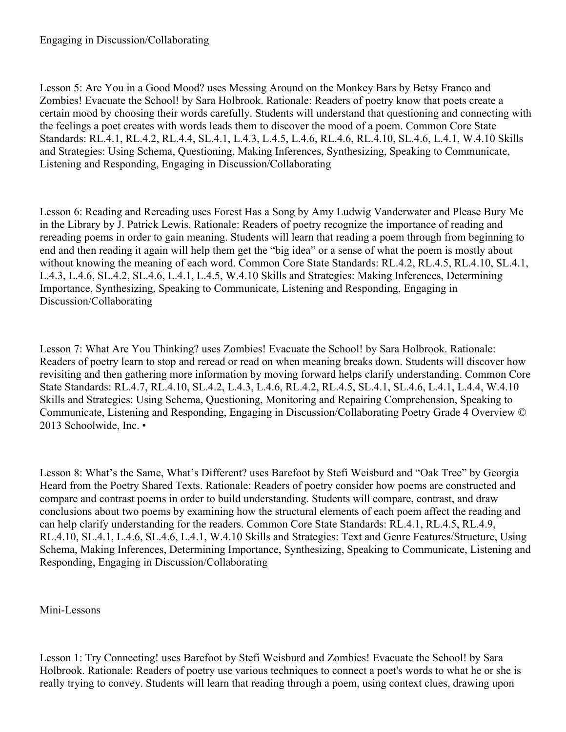Engaging in Discussion/Collaborating

Lesson 5: Are You in a Good Mood? uses Messing Around on the Monkey Bars by Betsy Franco and Zombies! Evacuate the School! by Sara Holbrook. Rationale: Readers of poetry know that poets create a certain mood by choosing their words carefully. Students will understand that questioning and connecting with the feelings a poet creates with words leads them to discover the mood of a poem. Common Core State Standards: RL.4.1, RL.4.2, RL.4.4, SL.4.1, L.4.3, L.4.5, L.4.6, RL.4.6, RL.4.10, SL.4.6, L.4.1, W.4.10 Skills and Strategies: Using Schema, Questioning, Making Inferences, Synthesizing, Speaking to Communicate, Listening and Responding, Engaging in Discussion/Collaborating

Lesson 6: Reading and Rereading uses Forest Has a Song by Amy Ludwig Vanderwater and Please Bury Me in the Library by J. Patrick Lewis. Rationale: Readers of poetry recognize the importance of reading and rereading poems in order to gain meaning. Students will learn that reading a poem through from beginning to end and then reading it again will help them get the "big idea" or a sense of what the poem is mostly about without knowing the meaning of each word. Common Core State Standards: RL.4.2, RL.4.5, RL.4.10, SL.4.1, L.4.3, L.4.6, SL.4.2, SL.4.6, L.4.1, L.4.5, W.4.10 Skills and Strategies: Making Inferences, Determining Importance, Synthesizing, Speaking to Communicate, Listening and Responding, Engaging in Discussion/Collaborating

Lesson 7: What Are You Thinking? uses Zombies! Evacuate the School! by Sara Holbrook. Rationale: Readers of poetry learn to stop and reread or read on when meaning breaks down. Students will discover how revisiting and then gathering more information by moving forward helps clarify understanding. Common Core State Standards: RL.4.7, RL.4.10, SL.4.2, L.4.3, L.4.6, RL.4.2, RL.4.5, SL.4.1, SL.4.6, L.4.1, L.4.4, W.4.10 Skills and Strategies: Using Schema, Questioning, Monitoring and Repairing Comprehension, Speaking to Communicate, Listening and Responding, Engaging in Discussion/Collaborating Poetry Grade 4 Overview © 2013 Schoolwide, Inc. •

Lesson 8: What's the Same, What's Different? uses Barefoot by Stefi Weisburd and "Oak Tree" by Georgia Heard from the Poetry Shared Texts. Rationale: Readers of poetry consider how poems are constructed and compare and contrast poems in order to build understanding. Students will compare, contrast, and draw conclusions about two poems by examining how the structural elements of each poem affect the reading and can help clarify understanding for the readers. Common Core State Standards: RL.4.1, RL.4.5, RL.4.9, RL.4.10, SL.4.1, L.4.6, SL.4.6, L.4.1, W.4.10 Skills and Strategies: Text and Genre Features/Structure, Using Schema, Making Inferences, Determining Importance, Synthesizing, Speaking to Communicate, Listening and Responding, Engaging in Discussion/Collaborating

Mini-Lessons

Lesson 1: Try Connecting! uses Barefoot by Stefi Weisburd and Zombies! Evacuate the School! by Sara Holbrook. Rationale: Readers of poetry use various techniques to connect a poet's words to what he or she is really trying to convey. Students will learn that reading through a poem, using context clues, drawing upon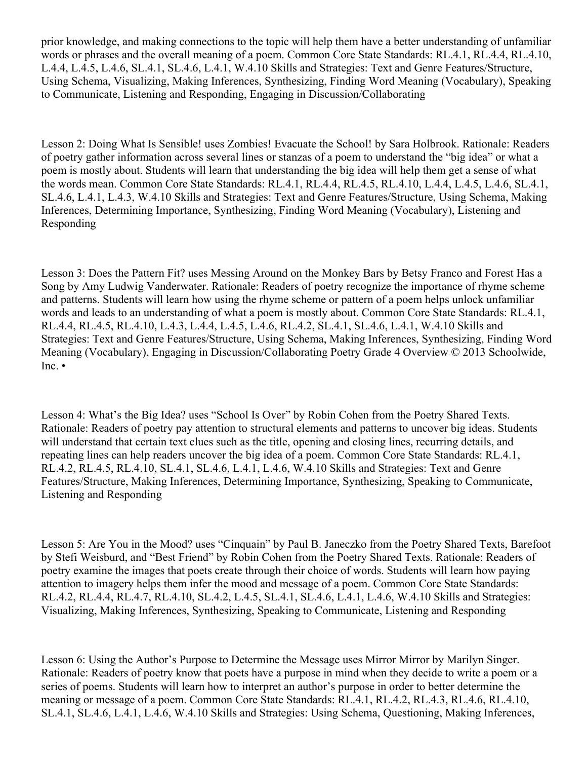prior knowledge, and making connections to the topic will help them have a better understanding of unfamiliar words or phrases and the overall meaning of a poem. Common Core State Standards: RL.4.1, RL.4.4, RL.4.10, L.4.4, L.4.5, L.4.6, SL.4.1, SL.4.6, L.4.1, W.4.10 Skills and Strategies: Text and Genre Features/Structure, Using Schema, Visualizing, Making Inferences, Synthesizing, Finding Word Meaning (Vocabulary), Speaking to Communicate, Listening and Responding, Engaging in Discussion/Collaborating

Lesson 2: Doing What Is Sensible! uses Zombies! Evacuate the School! by Sara Holbrook. Rationale: Readers of poetry gather information across several lines or stanzas of a poem to understand the "big idea" or what a poem is mostly about. Students will learn that understanding the big idea will help them get a sense of what the words mean. Common Core State Standards: RL.4.1, RL.4.4, RL.4.5, RL.4.10, L.4.4, L.4.5, L.4.6, SL.4.1, SL.4.6, L.4.1, L.4.3, W.4.10 Skills and Strategies: Text and Genre Features/Structure, Using Schema, Making Inferences, Determining Importance, Synthesizing, Finding Word Meaning (Vocabulary), Listening and Responding

Lesson 3: Does the Pattern Fit? uses Messing Around on the Monkey Bars by Betsy Franco and Forest Has a Song by Amy Ludwig Vanderwater. Rationale: Readers of poetry recognize the importance of rhyme scheme and patterns. Students will learn how using the rhyme scheme or pattern of a poem helps unlock unfamiliar words and leads to an understanding of what a poem is mostly about. Common Core State Standards: RL.4.1, RL.4.4, RL.4.5, RL.4.10, L.4.3, L.4.4, L.4.5, L.4.6, RL.4.2, SL.4.1, SL.4.6, L.4.1, W.4.10 Skills and Strategies: Text and Genre Features/Structure, Using Schema, Making Inferences, Synthesizing, Finding Word Meaning (Vocabulary), Engaging in Discussion/Collaborating Poetry Grade 4 Overview © 2013 Schoolwide, Inc. •

Lesson 4: What's the Big Idea? uses "School Is Over" by Robin Cohen from the Poetry Shared Texts. Rationale: Readers of poetry pay attention to structural elements and patterns to uncover big ideas. Students will understand that certain text clues such as the title, opening and closing lines, recurring details, and repeating lines can help readers uncover the big idea of a poem. Common Core State Standards: RL.4.1, RL.4.2, RL.4.5, RL.4.10, SL.4.1, SL.4.6, L.4.1, L.4.6, W.4.10 Skills and Strategies: Text and Genre Features/Structure, Making Inferences, Determining Importance, Synthesizing, Speaking to Communicate, Listening and Responding

Lesson 5: Are You in the Mood? uses "Cinquain" by Paul B. Janeczko from the Poetry Shared Texts, Barefoot by Stefi Weisburd, and "Best Friend" by Robin Cohen from the Poetry Shared Texts. Rationale: Readers of poetry examine the images that poets create through their choice of words. Students will learn how paying attention to imagery helps them infer the mood and message of a poem. Common Core State Standards: RL.4.2, RL.4.4, RL.4.7, RL.4.10, SL.4.2, L.4.5, SL.4.1, SL.4.6, L.4.1, L.4.6, W.4.10 Skills and Strategies: Visualizing, Making Inferences, Synthesizing, Speaking to Communicate, Listening and Responding

Lesson 6: Using the Author's Purpose to Determine the Message uses Mirror Mirror by Marilyn Singer. Rationale: Readers of poetry know that poets have a purpose in mind when they decide to write a poem or a series of poems. Students will learn how to interpret an author's purpose in order to better determine the meaning or message of a poem. Common Core State Standards: RL.4.1, RL.4.2, RL.4.3, RL.4.6, RL.4.10, SL.4.1, SL.4.6, L.4.1, L.4.6, W.4.10 Skills and Strategies: Using Schema, Questioning, Making Inferences,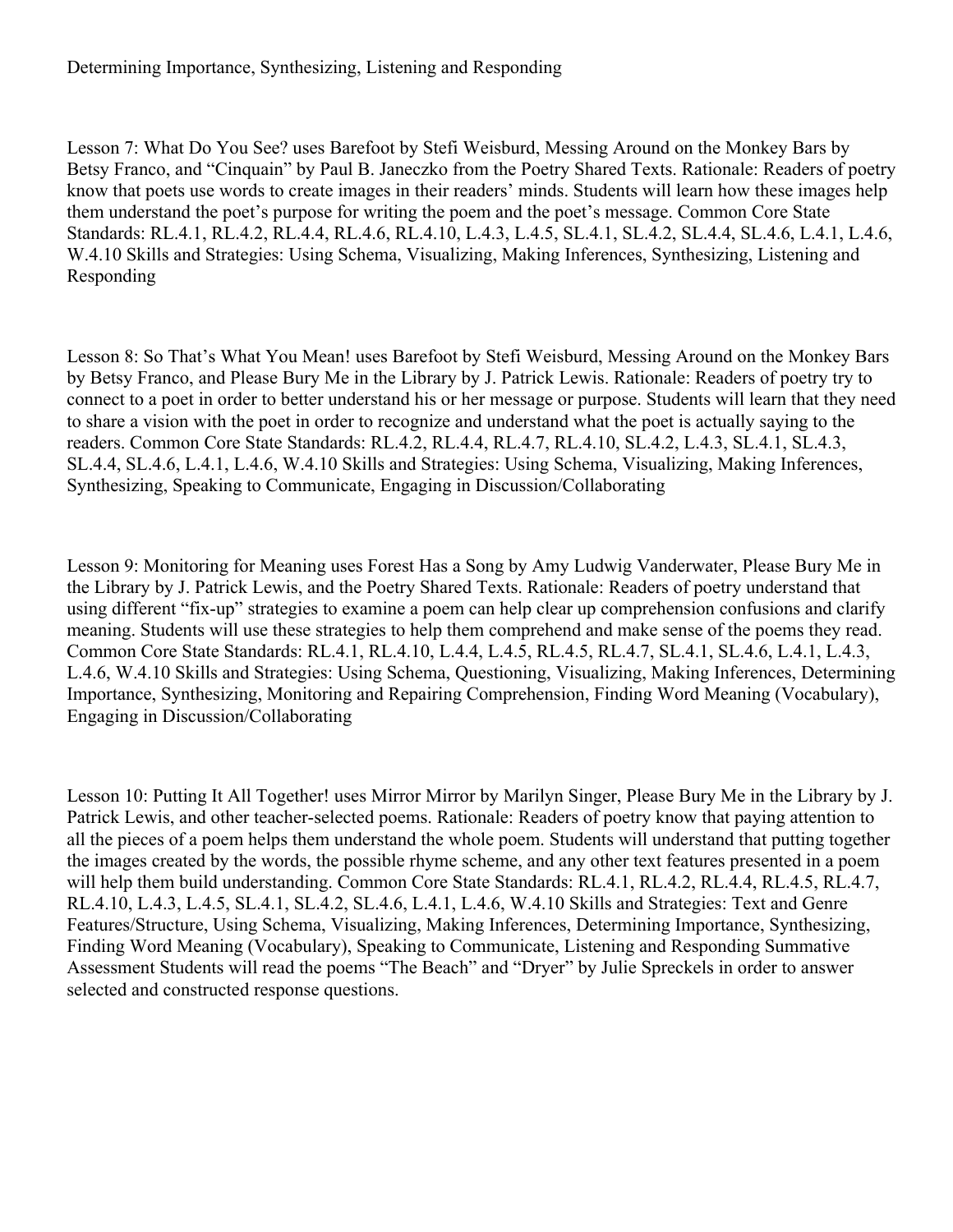Determining Importance, Synthesizing, Listening and Responding

Lesson 7: What Do You See? uses Barefoot by Stefi Weisburd, Messing Around on the Monkey Bars by Betsy Franco, and "Cinquain" by Paul B. Janeczko from the Poetry Shared Texts. Rationale: Readers of poetry know that poets use words to create images in their readers' minds. Students will learn how these images help them understand the poet's purpose for writing the poem and the poet's message. Common Core State Standards: RL.4.1, RL.4.2, RL.4.4, RL.4.6, RL.4.10, L.4.3, L.4.5, SL.4.1, SL.4.2, SL.4.4, SL.4.6, L.4.1, L.4.6, W.4.10 Skills and Strategies: Using Schema, Visualizing, Making Inferences, Synthesizing, Listening and Responding

Lesson 8: So That's What You Mean! uses Barefoot by Stefi Weisburd, Messing Around on the Monkey Bars by Betsy Franco, and Please Bury Me in the Library by J. Patrick Lewis. Rationale: Readers of poetry try to connect to a poet in order to better understand his or her message or purpose. Students will learn that they need to share a vision with the poet in order to recognize and understand what the poet is actually saying to the readers. Common Core State Standards: RL.4.2, RL.4.4, RL.4.7, RL.4.10, SL.4.2, L.4.3, SL.4.1, SL.4.3, SL.4.4, SL.4.6, L.4.1, L.4.6, W.4.10 Skills and Strategies: Using Schema, Visualizing, Making Inferences, Synthesizing, Speaking to Communicate, Engaging in Discussion/Collaborating

Lesson 9: Monitoring for Meaning uses Forest Has a Song by Amy Ludwig Vanderwater, Please Bury Me in the Library by J. Patrick Lewis, and the Poetry Shared Texts. Rationale: Readers of poetry understand that using different "fix-up" strategies to examine a poem can help clear up comprehension confusions and clarify meaning. Students will use these strategies to help them comprehend and make sense of the poems they read. Common Core State Standards: RL.4.1, RL.4.10, L.4.4, L.4.5, RL.4.5, RL.4.7, SL.4.1, SL.4.6, L.4.1, L.4.3, L.4.6, W.4.10 Skills and Strategies: Using Schema, Questioning, Visualizing, Making Inferences, Determining Importance, Synthesizing, Monitoring and Repairing Comprehension, Finding Word Meaning (Vocabulary), Engaging in Discussion/Collaborating

Lesson 10: Putting It All Together! uses Mirror Mirror by Marilyn Singer, Please Bury Me in the Library by J. Patrick Lewis, and other teacher-selected poems. Rationale: Readers of poetry know that paying attention to all the pieces of a poem helps them understand the whole poem. Students will understand that putting together the images created by the words, the possible rhyme scheme, and any other text features presented in a poem will help them build understanding. Common Core State Standards: RL.4.1, RL.4.2, RL.4.4, RL.4.5, RL.4.7, RL.4.10, L.4.3, L.4.5, SL.4.1, SL.4.2, SL.4.6, L.4.1, L.4.6, W.4.10 Skills and Strategies: Text and Genre Features/Structure, Using Schema, Visualizing, Making Inferences, Determining Importance, Synthesizing, Finding Word Meaning (Vocabulary), Speaking to Communicate, Listening and Responding Summative Assessment Students will read the poems "The Beach" and "Dryer" by Julie Spreckels in order to answer selected and constructed response questions.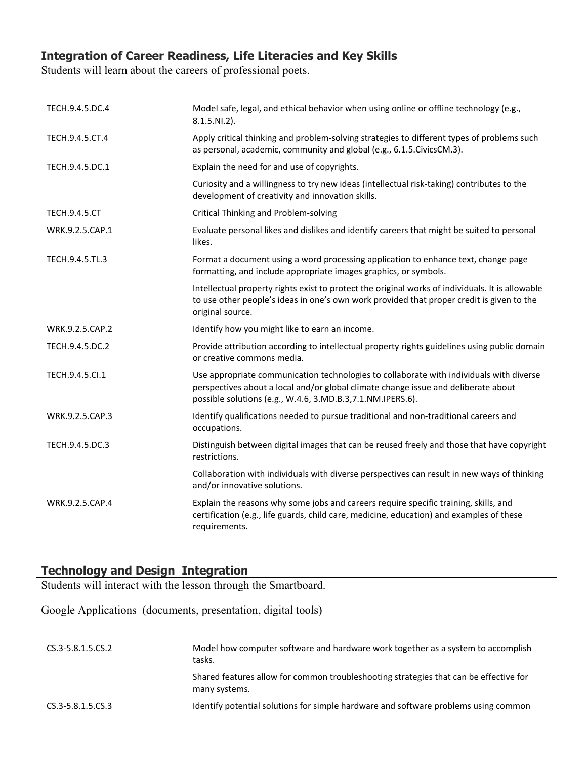## Integration of Career Readiness, Life Literacies and Key Skills

Students will learn about the careers of professional poets.

| | |
|---|---|
| TECH.9.4.5.DC.4 | Model safe, legal, and ethical behavior when using online or offline technology (e.g., 8.1.5.NI.2). |
| TECH.9.4.5.CT.4 | Apply critical thinking and problem-solving strategies to different types of problems such as personal, academic, community and global (e.g., 6.1.5.CivicsCM.3). |
| TECH.9.4.5.DC.1 | Explain the need for and use of copyrights. |
| | Curiosity and a willingness to try new ideas (intellectual risk-taking) contributes to the development of creativity and innovation skills. |
| TECH.9.4.5.CT | Critical Thinking and Problem-solving |
| WRK.9.2.5.CAP.1 | Evaluate personal likes and dislikes and identify careers that might be suited to personal likes. |
| TECH.9.4.5.TL.3 | Format a document using a word processing application to enhance text, change page formatting, and include appropriate images graphics, or symbols. |
| | Intellectual property rights exist to protect the original works of individuals. It is allowable to use other people's ideas in one's own work provided that proper credit is given to the original source. |
| WRK.9.2.5.CAP.2 | Identify how you might like to earn an income. |
| TECH.9.4.5.DC.2 | Provide attribution according to intellectual property rights guidelines using public domain or creative commons media. |
| TECH.9.4.5.CI.1 | Use appropriate communication technologies to collaborate with individuals with diverse perspectives about a local and/or global climate change issue and deliberate about possible solutions (e.g., W.4.6, 3.MD.B.3,7.1.NM.IPERS.6). |
| WRK.9.2.5.CAP.3 | Identify qualifications needed to pursue traditional and non-traditional careers and occupations. |
| TECH.9.4.5.DC.3 | Distinguish between digital images that can be reused freely and those that have copyright restrictions. |
| | Collaboration with individuals with diverse perspectives can result in new ways of thinking and/or innovative solutions. |
| WRK.9.2.5.CAP.4 | Explain the reasons why some jobs and careers require specific training, skills, and certification (e.g., life guards, child care, medicine, education) and examples of these requirements. |

## Technology and Design Integration

Students will interact with the lesson through the Smartboard.

Google Applications (documents, presentation, digital tools)

| | |
|---|---|
| CS.3-5.8.1.5.CS.2 | Model how computer software and hardware work together as a system to accomplish tasks. |
| | Shared features allow for common troubleshooting strategies that can be effective for many systems. |
| CS.3-5.8.1.5.CS.3 | Identify potential solutions for simple hardware and software problems using common |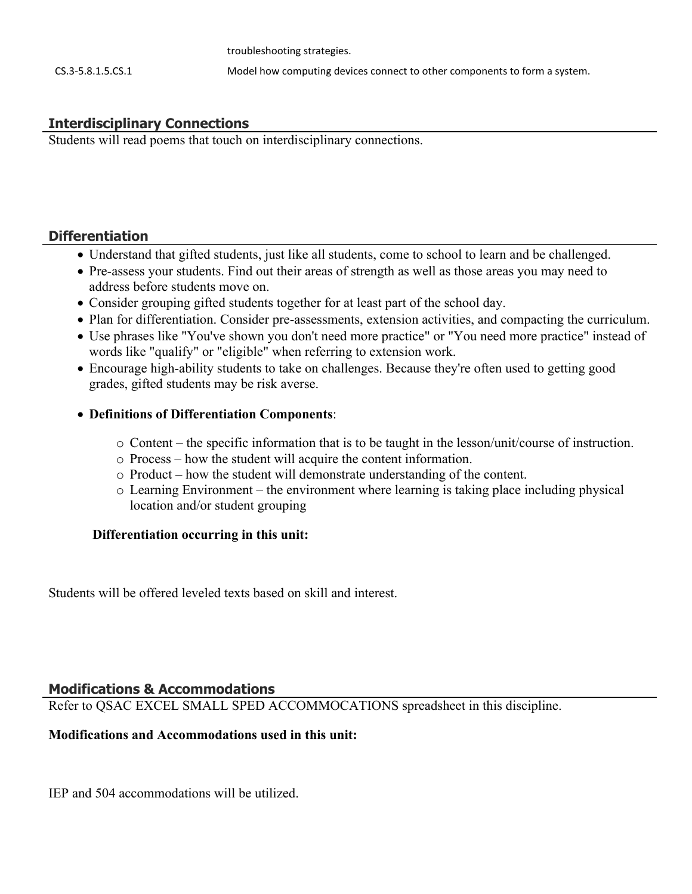| | troubleshooting strategies. |
|---|---|
| CS.3-5.8.1.5.CS.1 | Model how computing devices connect to other components to form a system. |

## Interdisciplinary Connections

Students will read poems that touch on interdisciplinary connections.

## Differentiation

- Understand that gifted students, just like all students, come to school to learn and be challenged.
- Pre-assess your students. Find out their areas of strength as well as those areas you may need to address before students move on.
- Consider grouping gifted students together for at least part of the school day.
- Plan for differentiation. Consider pre-assessments, extension activities, and compacting the curriculum.
- Use phrases like "You've shown you don't need more practice" or "You need more practice" instead of words like "qualify" or "eligible" when referring to extension work.
- Encourage high-ability students to take on challenges. Because they're often used to getting good grades, gifted students may be risk averse.
- **Definitions of Differentiation Components**:
  - Content – the specific information that is to be taught in the lesson/unit/course of instruction.
  - Process – how the student will acquire the content information.
  - Product – how the student will demonstrate understanding of the content.
  - Learning Environment – the environment where learning is taking place including physical location and/or student grouping

**Differentiation occurring in this unit:**

Students will be offered leveled texts based on skill and interest.

## Modifications & Accommodations

Refer to QSAC EXCEL SMALL SPED ACCOMMOCATIONS spreadsheet in this discipline.

**Modifications and Accommodations used in this unit:**

IEP and 504 accommodations will be utilized.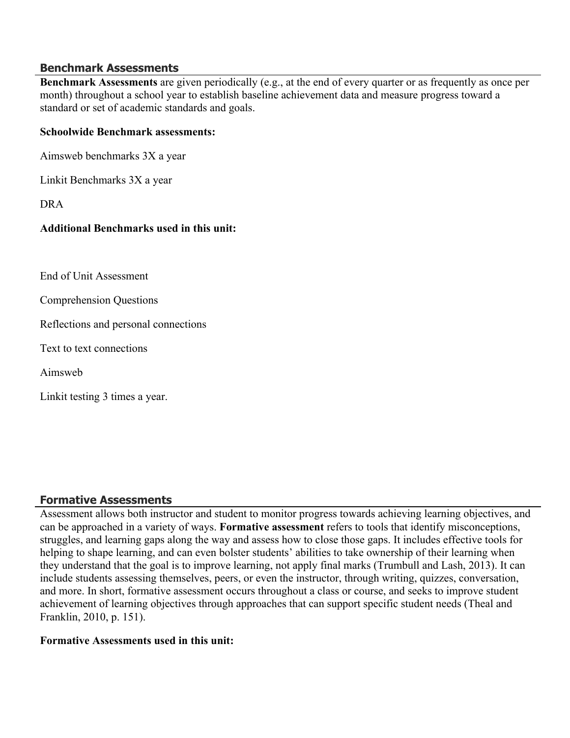## Benchmark Assessments

**Benchmark Assessments** are given periodically (e.g., at the end of every quarter or as frequently as once per month) throughout a school year to establish baseline achievement data and measure progress toward a standard or set of academic standards and goals.

**Schoolwide Benchmark assessments:**

Aimsweb benchmarks 3X a year

Linkit Benchmarks 3X a year

DRA

**Additional Benchmarks used in this unit:**

End of Unit Assessment

Comprehension Questions

Reflections and personal connections

Text to text connections

Aimsweb

Linkit testing 3 times a year.

## Formative Assessments

Assessment allows both instructor and student to monitor progress towards achieving learning objectives, and can be approached in a variety of ways. **Formative assessment** refers to tools that identify misconceptions, struggles, and learning gaps along the way and assess how to close those gaps. It includes effective tools for helping to shape learning, and can even bolster students' abilities to take ownership of their learning when they understand that the goal is to improve learning, not apply final marks (Trumbull and Lash, 2013). It can include students assessing themselves, peers, or even the instructor, through writing, quizzes, conversation, and more. In short, formative assessment occurs throughout a class or course, and seeks to improve student achievement of learning objectives through approaches that can support specific student needs (Theal and Franklin, 2010, p. 151).

**Formative Assessments used in this unit:**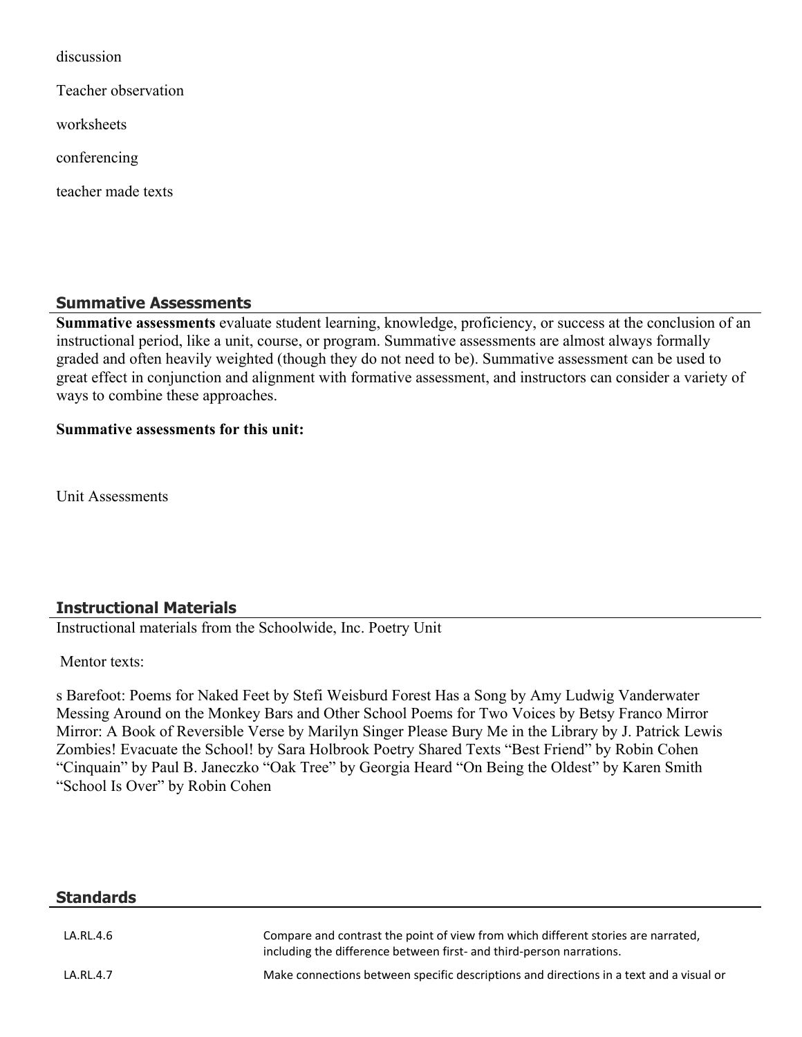discussion

Teacher observation

worksheets

conferencing

teacher made texts

## Summative Assessments

**Summative assessments** evaluate student learning, knowledge, proficiency, or success at the conclusion of an instructional period, like a unit, course, or program. Summative assessments are almost always formally graded and often heavily weighted (though they do not need to be). Summative assessment can be used to great effect in conjunction and alignment with formative assessment, and instructors can consider a variety of ways to combine these approaches.

**Summative assessments for this unit:**

Unit Assessments

## Instructional Materials

Instructional materials from the Schoolwide, Inc. Poetry Unit

Mentor texts:

s Barefoot: Poems for Naked Feet by Stefi Weisburd Forest Has a Song by Amy Ludwig Vanderwater Messing Around on the Monkey Bars and Other School Poems for Two Voices by Betsy Franco Mirror Mirror: A Book of Reversible Verse by Marilyn Singer Please Bury Me in the Library by J. Patrick Lewis Zombies! Evacuate the School! by Sara Holbrook Poetry Shared Texts "Best Friend" by Robin Cohen "Cinquain" by Paul B. Janeczko "Oak Tree" by Georgia Heard "On Being the Oldest" by Karen Smith "School Is Over" by Robin Cohen

## Standards

| | |
|---|---|
| LA.RL.4.6 | Compare and contrast the point of view from which different stories are narrated, including the difference between first- and third-person narrations. |
| LA.RL.4.7 | Make connections between specific descriptions and directions in a text and a visual or |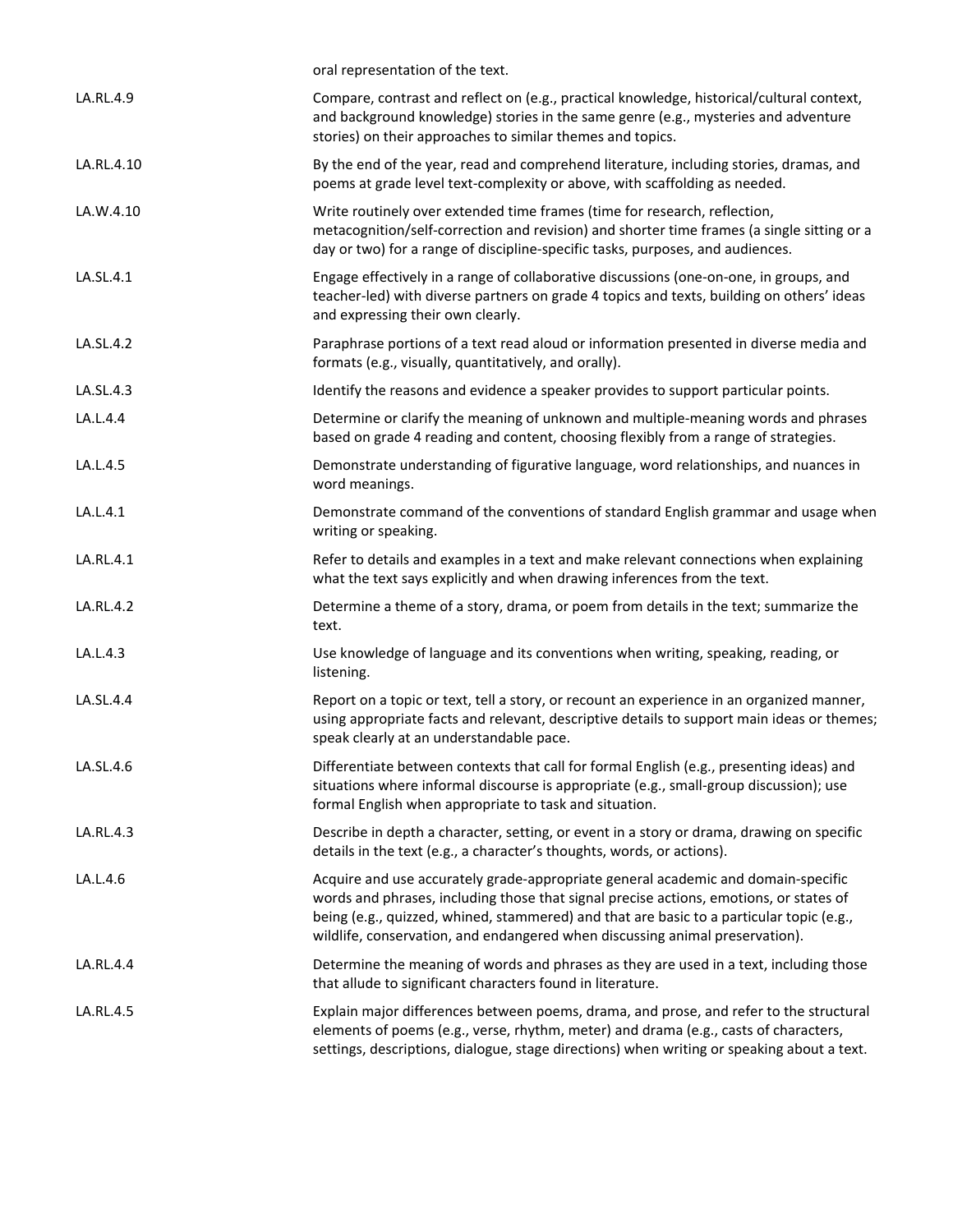| | |
|---|---|
| | oral representation of the text. |
| LA.RL.4.9 | Compare, contrast and reflect on (e.g., practical knowledge, historical/cultural context, and background knowledge) stories in the same genre (e.g., mysteries and adventure stories) on their approaches to similar themes and topics. |
| LA.RL.4.10 | By the end of the year, read and comprehend literature, including stories, dramas, and poems at grade level text-complexity or above, with scaffolding as needed. |
| LA.W.4.10 | Write routinely over extended time frames (time for research, reflection, metacognition/self-correction and revision) and shorter time frames (a single sitting or a day or two) for a range of discipline-specific tasks, purposes, and audiences. |
| LA.SL.4.1 | Engage effectively in a range of collaborative discussions (one-on-one, in groups, and teacher-led) with diverse partners on grade 4 topics and texts, building on others' ideas and expressing their own clearly. |
| LA.SL.4.2 | Paraphrase portions of a text read aloud or information presented in diverse media and formats (e.g., visually, quantitatively, and orally). |
| LA.SL.4.3 | Identify the reasons and evidence a speaker provides to support particular points. |
| LA.L.4.4 | Determine or clarify the meaning of unknown and multiple-meaning words and phrases based on grade 4 reading and content, choosing flexibly from a range of strategies. |
| LA.L.4.5 | Demonstrate understanding of figurative language, word relationships, and nuances in word meanings. |
| LA.L.4.1 | Demonstrate command of the conventions of standard English grammar and usage when writing or speaking. |
| LA.RL.4.1 | Refer to details and examples in a text and make relevant connections when explaining what the text says explicitly and when drawing inferences from the text. |
| LA.RL.4.2 | Determine a theme of a story, drama, or poem from details in the text; summarize the text. |
| LA.L.4.3 | Use knowledge of language and its conventions when writing, speaking, reading, or listening. |
| LA.SL.4.4 | Report on a topic or text, tell a story, or recount an experience in an organized manner, using appropriate facts and relevant, descriptive details to support main ideas or themes; speak clearly at an understandable pace. |
| LA.SL.4.6 | Differentiate between contexts that call for formal English (e.g., presenting ideas) and situations where informal discourse is appropriate (e.g., small-group discussion); use formal English when appropriate to task and situation. |
| LA.RL.4.3 | Describe in depth a character, setting, or event in a story or drama, drawing on specific details in the text (e.g., a character's thoughts, words, or actions). |
| LA.L.4.6 | Acquire and use accurately grade-appropriate general academic and domain-specific words and phrases, including those that signal precise actions, emotions, or states of being (e.g., quizzed, whined, stammered) and that are basic to a particular topic (e.g., wildlife, conservation, and endangered when discussing animal preservation). |
| LA.RL.4.4 | Determine the meaning of words and phrases as they are used in a text, including those that allude to significant characters found in literature. |
| LA.RL.4.5 | Explain major differences between poems, drama, and prose, and refer to the structural elements of poems (e.g., verse, rhythm, meter) and drama (e.g., casts of characters, settings, descriptions, dialogue, stage directions) when writing or speaking about a text. |